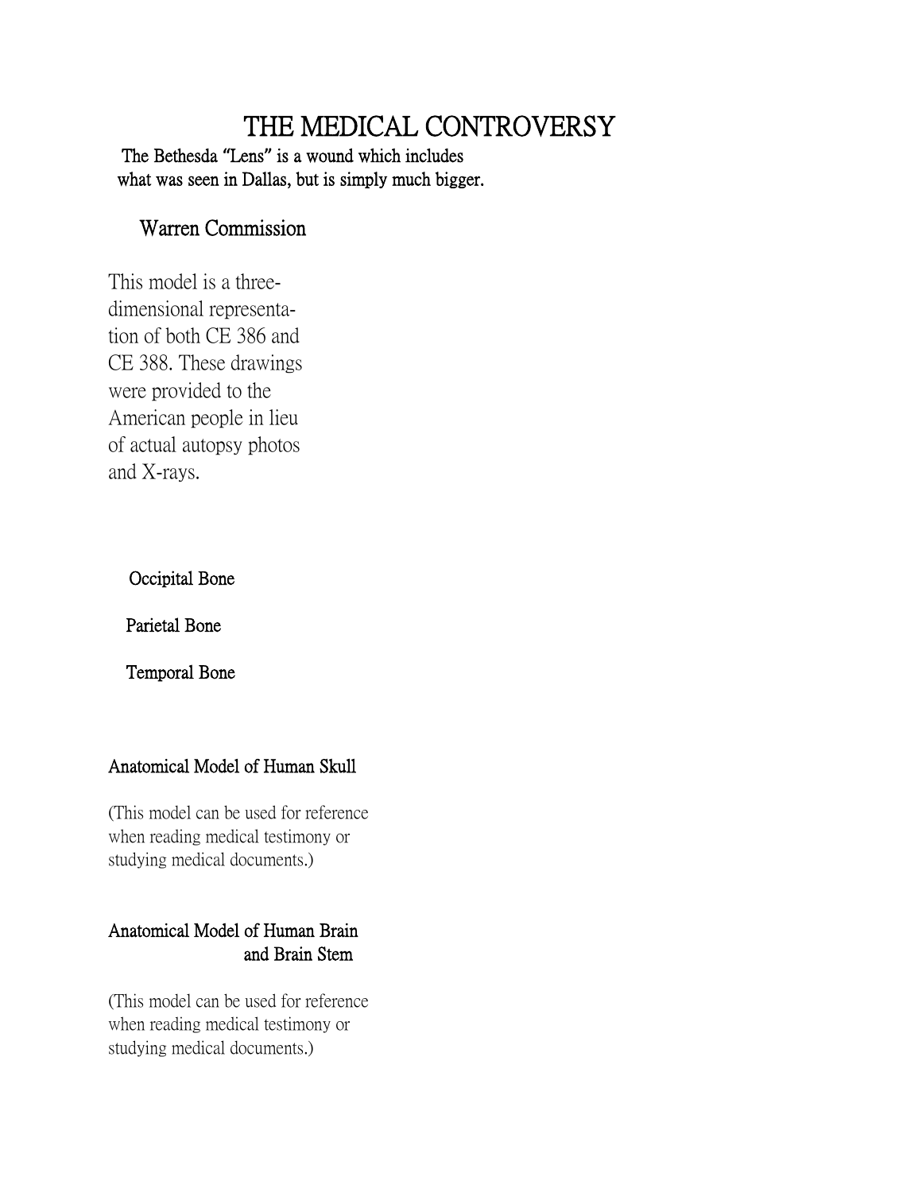# THE MEDICAL CONTROVERSY

**The Bethesda "Lens" is a wound which includes what was seen in Dallas, but is simply much bigger.**

## Warren Commission

This model is a three-dimensional representation of both CE 386 and CE 388. These drawings were provided to the American people in lieu of actual autopsy photos and X-rays.

**Occipital Bone**

**Parietal Bone**

**Temporal Bone**

### Anatomical Model of Human Skull

(This model can be used for reference when reading medical testimony or studying medical documents.)

### Anatomical Model of Human Brain and Brain Stem

(This model can be used for reference when reading medical testimony or studying medical documents.)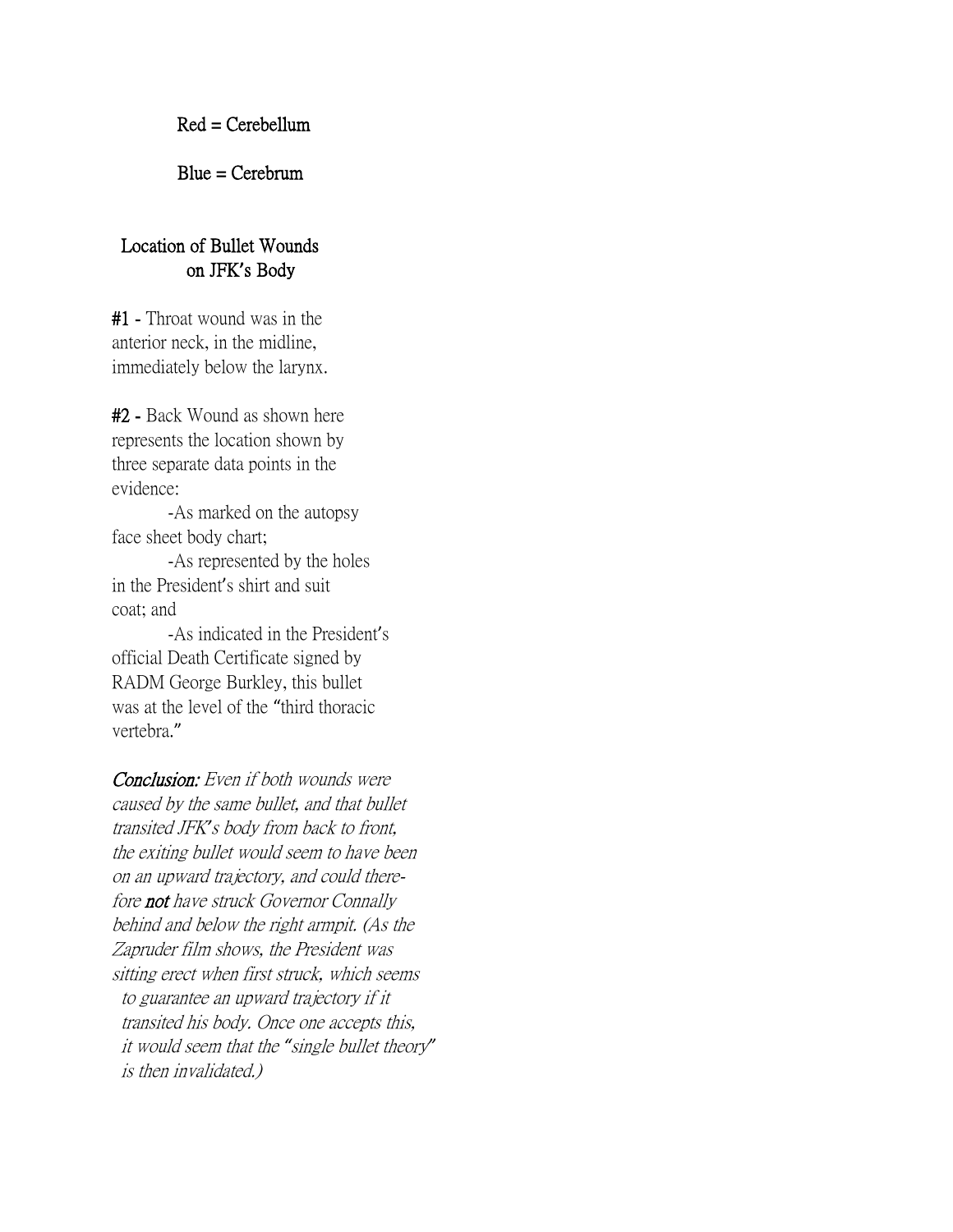Red = Cerebellum

Blue = Cerebrum

## Location of Bullet Wounds on JFK's Body

**#1 -** Throat wound was in the anterior neck, in the midline, immediately below the larynx.

**#2 -** Back Wound as shown here represents the location shown by three separate data points in the evidence:

-As marked on the autopsy face sheet body chart;

-As represented by the holes in the President's shirt and suit coat; and

-As indicated in the President's official Death Certificate signed by RADM George Burkley, this bullet was at the level of the "third thoracic vertebra."

***Conclusion:*** *Even if both wounds were caused by the same bullet, and that bullet transited JFK's body from back to front, the exiting bullet would seem to have been on an upward trajectory, and could therefore* ***not*** *have struck Governor Connally behind and below the right armpit. (As the Zapruder film shows, the President was sitting erect when first struck, which seems to guarantee an upward trajectory if it transited his body. Once one accepts this, it would seem that the "single bullet theory" is then invalidated.)*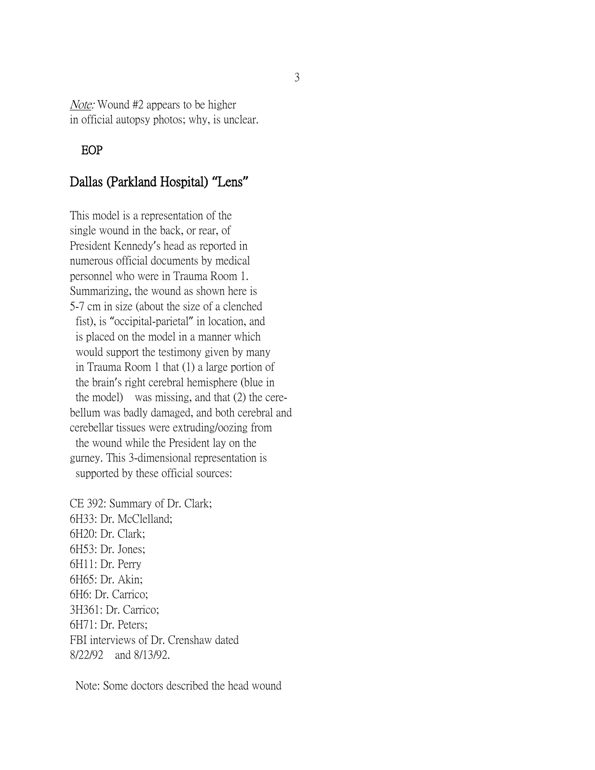*Note:* Wound #2 appears to be higher in official autopsy photos; why, is unclear.

EOP

## Dallas (Parkland Hospital) "Lens"

This model is a representation of the single wound in the back, or rear, of President Kennedy's head as reported in numerous official documents by medical personnel who were in Trauma Room 1. Summarizing, the wound as shown here is 5-7 cm in size (about the size of a clenched fist), is "occipital-parietal" in location, and is placed on the model in a manner which would support the testimony given by many in Trauma Room 1 that (1) a large portion of the brain's right cerebral hemisphere (blue in the model) was missing, and that (2) the cerebellum was badly damaged, and both cerebral and cerebellar tissues were extruding/oozing from the wound while the President lay on the gurney. This 3-dimensional representation is supported by these official sources:

CE 392: Summary of Dr. Clark;
6H33: Dr. McClelland;
6H20: Dr. Clark;
6H53: Dr. Jones;
6H11: Dr. Perry
6H65: Dr. Akin;
6H6: Dr. Carrico;
3H361: Dr. Carrico;
6H71: Dr. Peters;
FBI interviews of Dr. Crenshaw dated 8/22/92 and 8/13/92.

Note: Some doctors described the head wound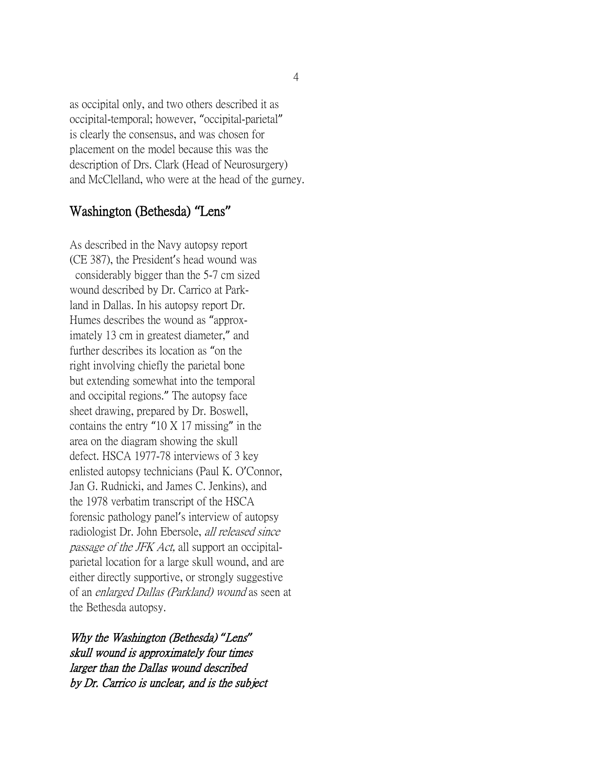as occipital only, and two others described it as occipital-temporal; however, "occipital-parietal" is clearly the consensus, and was chosen for placement on the model because this was the description of Drs. Clark (Head of Neurosurgery) and McClelland, who were at the head of the gurney.

## Washington (Bethesda) "Lens"

As described in the Navy autopsy report (CE 387), the President's head wound was considerably bigger than the 5-7 cm sized wound described by Dr. Carrico at Parkland in Dallas. In his autopsy report Dr. Humes describes the wound as "approximately 13 cm in greatest diameter," and further describes its location as "on the right involving chiefly the parietal bone but extending somewhat into the temporal and occipital regions." The autopsy face sheet drawing, prepared by Dr. Boswell, contains the entry "10 X 17 missing" in the area on the diagram showing the skull defect. HSCA 1977-78 interviews of 3 key enlisted autopsy technicians (Paul K. O'Connor, Jan G. Rudnicki, and James C. Jenkins), and the 1978 verbatim transcript of the HSCA forensic pathology panel's interview of autopsy radiologist Dr. John Ebersole, *all released since passage of the JFK Act,* all support an occipital-parietal location for a large skull wound, and are either directly supportive, or strongly suggestive of an *enlarged Dallas (Parkland) wound* as seen at the Bethesda autopsy.

***Why the Washington (Bethesda) "Lens" skull wound is approximately four times larger than the Dallas wound described by Dr. Carrico is unclear, and is the subject***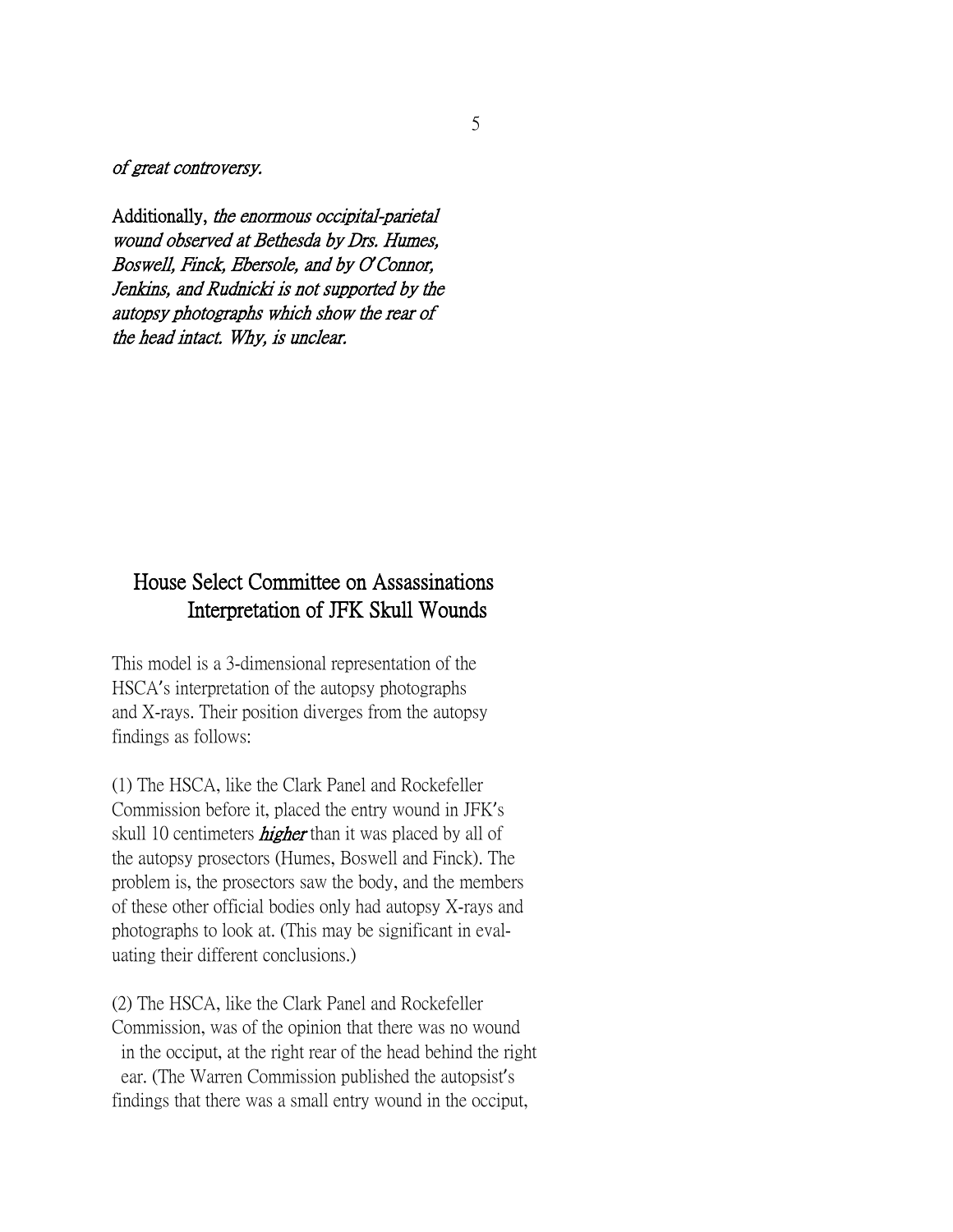*of great controversy.*

Additionally, *the enormous occipital-parietal wound observed at Bethesda by Drs. Humes, Boswell, Finck, Ebersole, and by O'Connor, Jenkins, and Rudnicki is not supported by the autopsy photographs which show the rear of the head intact. Why, is unclear.*

## House Select Committee on Assassinations Interpretation of JFK Skull Wounds

This model is a 3-dimensional representation of the HSCA's interpretation of the autopsy photographs and X-rays. Their position diverges from the autopsy findings as follows:

(1) The HSCA, like the Clark Panel and Rockefeller Commission before it, placed the entry wound in JFK's skull 10 centimeters ***higher*** than it was placed by all of the autopsy prosectors (Humes, Boswell and Finck). The problem is, the prosectors saw the body, and the members of these other official bodies only had autopsy X-rays and photographs to look at. (This may be significant in evaluating their different conclusions.)

(2) The HSCA, like the Clark Panel and Rockefeller Commission, was of the opinion that there was no wound in the occiput, at the right rear of the head behind the right ear. (The Warren Commission published the autopsist's findings that there was a small entry wound in the occiput,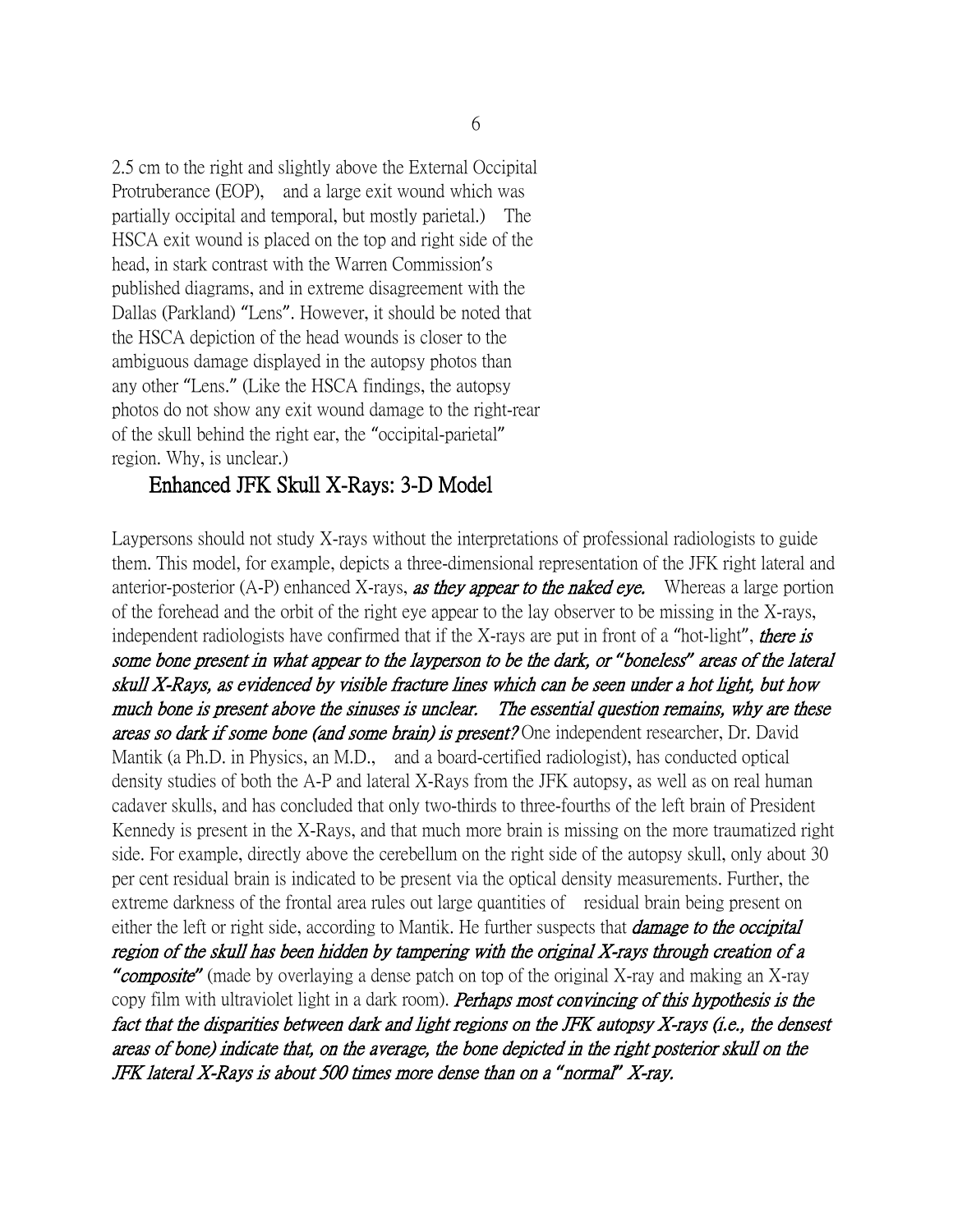2.5 cm to the right and slightly above the External Occipital Protruberance (EOP), and a large exit wound which was partially occipital and temporal, but mostly parietal.) The HSCA exit wound is placed on the top and right side of the head, in stark contrast with the Warren Commission's published diagrams, and in extreme disagreement with the Dallas (Parkland) "Lens". However, it should be noted that the HSCA depiction of the head wounds is closer to the ambiguous damage displayed in the autopsy photos than any other "Lens." (Like the HSCA findings, the autopsy photos do not show any exit wound damage to the right-rear of the skull behind the right ear, the "occipital-parietal" region. Why, is unclear.)

## Enhanced JFK Skull X-Rays: 3-D Model

Laypersons should not study X-rays without the interpretations of professional radiologists to guide them. This model, for example, depicts a three-dimensional representation of the JFK right lateral and anterior-posterior (A-P) enhanced X-rays, ***as they appear to the naked eye.*** Whereas a large portion of the forehead and the orbit of the right eye appear to the lay observer to be missing in the X-rays, independent radiologists have confirmed that if the X-rays are put in front of a "hot-light", ***there is some bone present in what appear to the layperson to be the dark, or "boneless" areas of the lateral skull X-Rays, as evidenced by visible fracture lines which can be seen under a hot light, but how much bone is present above the sinuses is unclear. The essential question remains, why are these areas so dark if some bone (and some brain) is present?*** One independent researcher, Dr. David Mantik (a Ph.D. in Physics, an M.D., and a board-certified radiologist), has conducted optical density studies of both the A-P and lateral X-Rays from the JFK autopsy, as well as on real human cadaver skulls, and has concluded that only two-thirds to three-fourths of the left brain of President Kennedy is present in the X-Rays, and that much more brain is missing on the more traumatized right side. For example, directly above the cerebellum on the right side of the autopsy skull, only about 30 per cent residual brain is indicated to be present via the optical density measurements. Further, the extreme darkness of the frontal area rules out large quantities of residual brain being present on either the left or right side, according to Mantik. He further suspects that ***damage to the occipital region of the skull has been hidden by tampering with the original X-rays through creation of a "composite"*** (made by overlaying a dense patch on top of the original X-ray and making an X-ray copy film with ultraviolet light in a dark room). ***Perhaps most convincing of this hypothesis is the fact that the disparities between dark and light regions on the JFK autopsy X-rays (i.e., the densest areas of bone) indicate that, on the average, the bone depicted in the right posterior skull on the JFK lateral X-Rays is about 500 times more dense than on a "normal" X-ray.***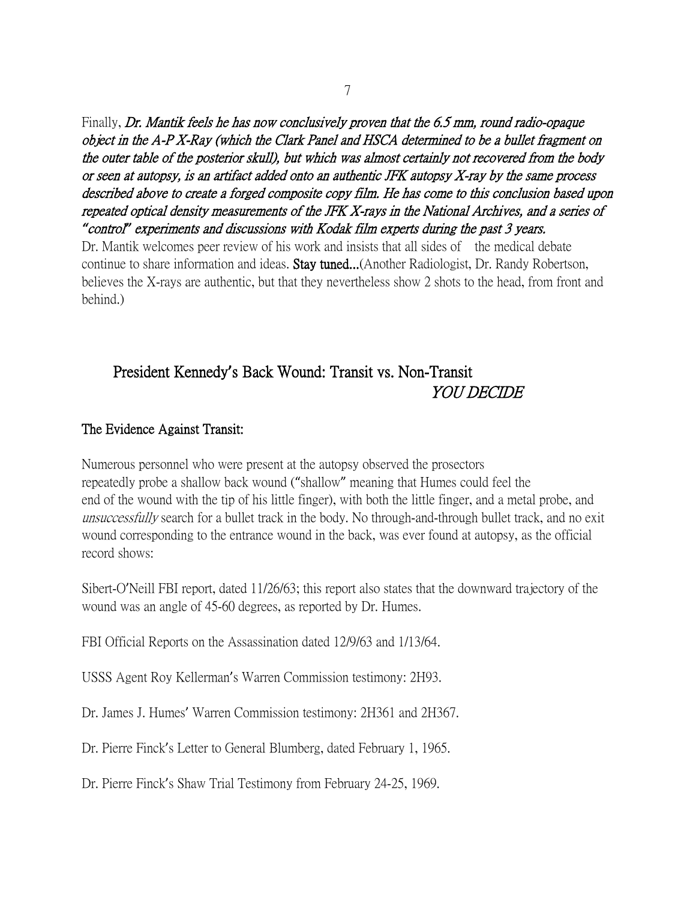Finally, ***Dr. Mantik feels he has now conclusively proven that the 6.5 mm, round radio-opaque object in the A-P X-Ray (which the Clark Panel and HSCA determined to be a bullet fragment on the outer table of the posterior skull), but which was almost certainly not recovered from the body or seen at autopsy, is an artifact added onto an authentic JFK autopsy X-ray by the same process described above to create a forged composite copy film. He has come to this conclusion based upon repeated optical density measurements of the JFK X-rays in the National Archives, and a series of "control" experiments and discussions with Kodak film experts during the past 3 years.***
Dr. Mantik welcomes peer review of his work and insists that all sides of the medical debate continue to share information and ideas. **Stay tuned...**(Another Radiologist, Dr. Randy Robertson, believes the X-rays are authentic, but that they nevertheless show 2 shots to the head, from front and behind.)

## President Kennedy's Back Wound: Transit vs. Non-Transit *YOU DECIDE*

### The Evidence Against Transit:

Numerous personnel who were present at the autopsy observed the prosectors repeatedly probe a shallow back wound ("shallow" meaning that Humes could feel the end of the wound with the tip of his little finger), with both the little finger, and a metal probe, and *unsuccessfully* search for a bullet track in the body. No through-and-through bullet track, and no exit wound corresponding to the entrance wound in the back, was ever found at autopsy, as the official record shows:

Sibert-O'Neill FBI report, dated 11/26/63; this report also states that the downward trajectory of the wound was an angle of 45-60 degrees, as reported by Dr. Humes.

FBI Official Reports on the Assassination dated 12/9/63 and 1/13/64.

USSS Agent Roy Kellerman's Warren Commission testimony: 2H93.

Dr. James J. Humes' Warren Commission testimony: 2H361 and 2H367.

Dr. Pierre Finck's Letter to General Blumberg, dated February 1, 1965.

Dr. Pierre Finck's Shaw Trial Testimony from February 24-25, 1969.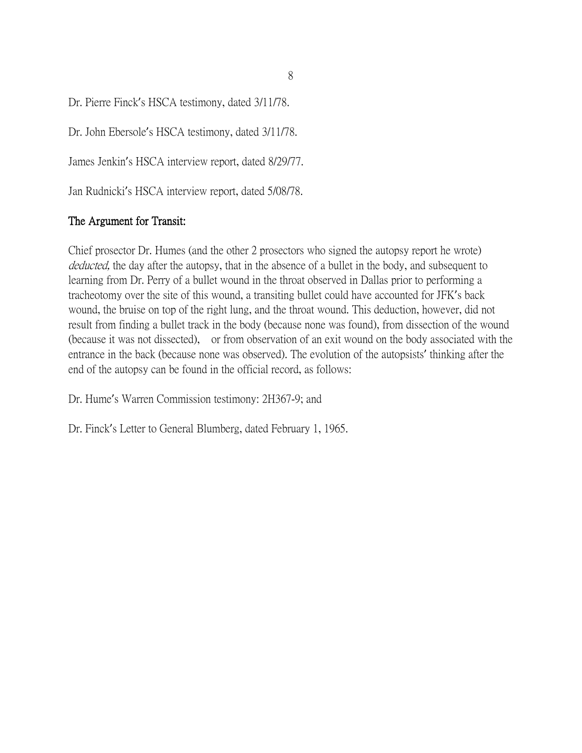Dr. Pierre Finck's HSCA testimony, dated 3/11/78.

Dr. John Ebersole's HSCA testimony, dated 3/11/78.

James Jenkin's HSCA interview report, dated 8/29/77.

Jan Rudnicki's HSCA interview report, dated 5/08/78.

**The Argument for Transit:**

Chief prosector Dr. Humes (and the other 2 prosectors who signed the autopsy report he wrote) *deducted,* the day after the autopsy, that in the absence of a bullet in the body, and subsequent to learning from Dr. Perry of a bullet wound in the throat observed in Dallas prior to performing a tracheotomy over the site of this wound, a transiting bullet could have accounted for JFK's back wound, the bruise on top of the right lung, and the throat wound. This deduction, however, did not result from finding a bullet track in the body (because none was found), from dissection of the wound (because it was not dissected), or from observation of an exit wound on the body associated with the entrance in the back (because none was observed). The evolution of the autopsists' thinking after the end of the autopsy can be found in the official record, as follows:

Dr. Hume's Warren Commission testimony: 2H367-9; and

Dr. Finck's Letter to General Blumberg, dated February 1, 1965.